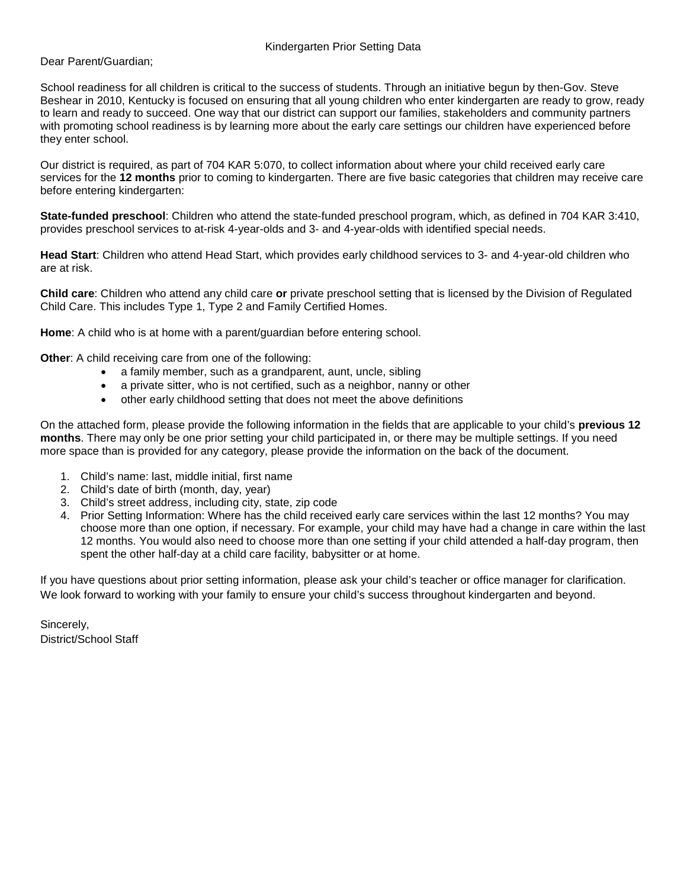# Kindergarten Prior Setting Data

Dear Parent/Guardian;

School readiness for all children is critical to the success of students. Through an initiative begun by then-Gov. Steve Beshear in 2010, Kentucky is focused on ensuring that all young children who enter kindergarten are ready to grow, ready to learn and ready to succeed. One way that our district can support our families, stakeholders and community partners with promoting school readiness is by learning more about the early care settings our children have experienced before they enter school.

Our district is required, as part of 704 KAR 5:070, to collect information about where your child received early care services for the **12 months** prior to coming to kindergarten. There are five basic categories that children may receive care before entering kindergarten:

**State-funded preschool**: Children who attend the state-funded preschool program, which, as defined in 704 KAR 3:410, provides preschool services to at-risk 4-year-olds and 3- and 4-year-olds with identified special needs.

**Head Start**: Children who attend Head Start, which provides early childhood services to 3- and 4-year-old children who are at risk.

**Child care**: Children who attend any child care **or** private preschool setting that is licensed by the Division of Regulated Child Care. This includes Type 1, Type 2 and Family Certified Homes.

**Home**: A child who is at home with a parent/guardian before entering school.

**Other**: A child receiving care from one of the following:

- a family member, such as a grandparent, aunt, uncle, sibling
- a private sitter, who is not certified, such as a neighbor, nanny or other
- other early childhood setting that does not meet the above definitions

On the attached form, please provide the following information in the fields that are applicable to your child's **previous 12 months**. There may only be one prior setting your child participated in, or there may be multiple settings. If you need more space than is provided for any category, please provide the information on the back of the document.

1. Child's name: last, middle initial, first name
2. Child's date of birth (month, day, year)
3. Child's street address, including city, state, zip code
4. Prior Setting Information: Where has the child received early care services within the last 12 months? You may choose more than one option, if necessary. For example, your child may have had a change in care within the last 12 months. You would also need to choose more than one setting if your child attended a half-day program, then spent the other half-day at a child care facility, babysitter or at home.

If you have questions about prior setting information, please ask your child's teacher or office manager for clarification. We look forward to working with your family to ensure your child's success throughout kindergarten and beyond.

Sincerely,
District/School Staff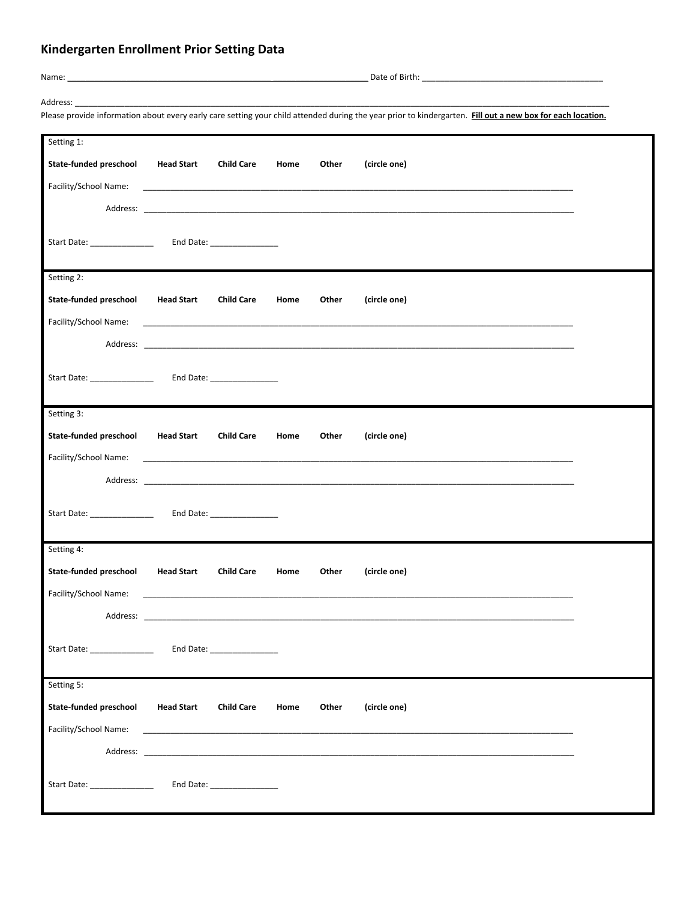## Kindergarten Enrollment Prior Setting Data

Name: ______________________________________________________________ Date of Birth: ________________________________________

Address: ____________________________________________________________________________________________________________________

Please provide information about every early care setting your child attended during the year prior to kindergarten. **Fill out a new box for each location.**

---

Setting 1:

**State-funded preschool** **Head Start** **Child Care** **Home** **Other** **(circle one)**

Facility/School Name: ____________________________________________________________________________________________

Address: ____________________________________________________________________________________________

Start Date: ______________ End Date: _______________

---

Setting 2:

**State-funded preschool** **Head Start** **Child Care** **Home** **Other** **(circle one)**

Facility/School Name: ____________________________________________________________________________________________

Address: ____________________________________________________________________________________________

Start Date: ______________ End Date: _______________

---

Setting 3:

**State-funded preschool** **Head Start** **Child Care** **Home** **Other** **(circle one)**

Facility/School Name: ____________________________________________________________________________________________

Address: ____________________________________________________________________________________________

Start Date: ______________ End Date: _______________

---

Setting 4:

**State-funded preschool** **Head Start** **Child Care** **Home** **Other** **(circle one)**

Facility/School Name: ____________________________________________________________________________________________

Address: ____________________________________________________________________________________________

Start Date: ______________ End Date: _______________

---

Setting 5:

**State-funded preschool** **Head Start** **Child Care** **Home** **Other** **(circle one)**

Facility/School Name: ____________________________________________________________________________________________

Address: ____________________________________________________________________________________________

Start Date: ______________ End Date: _______________